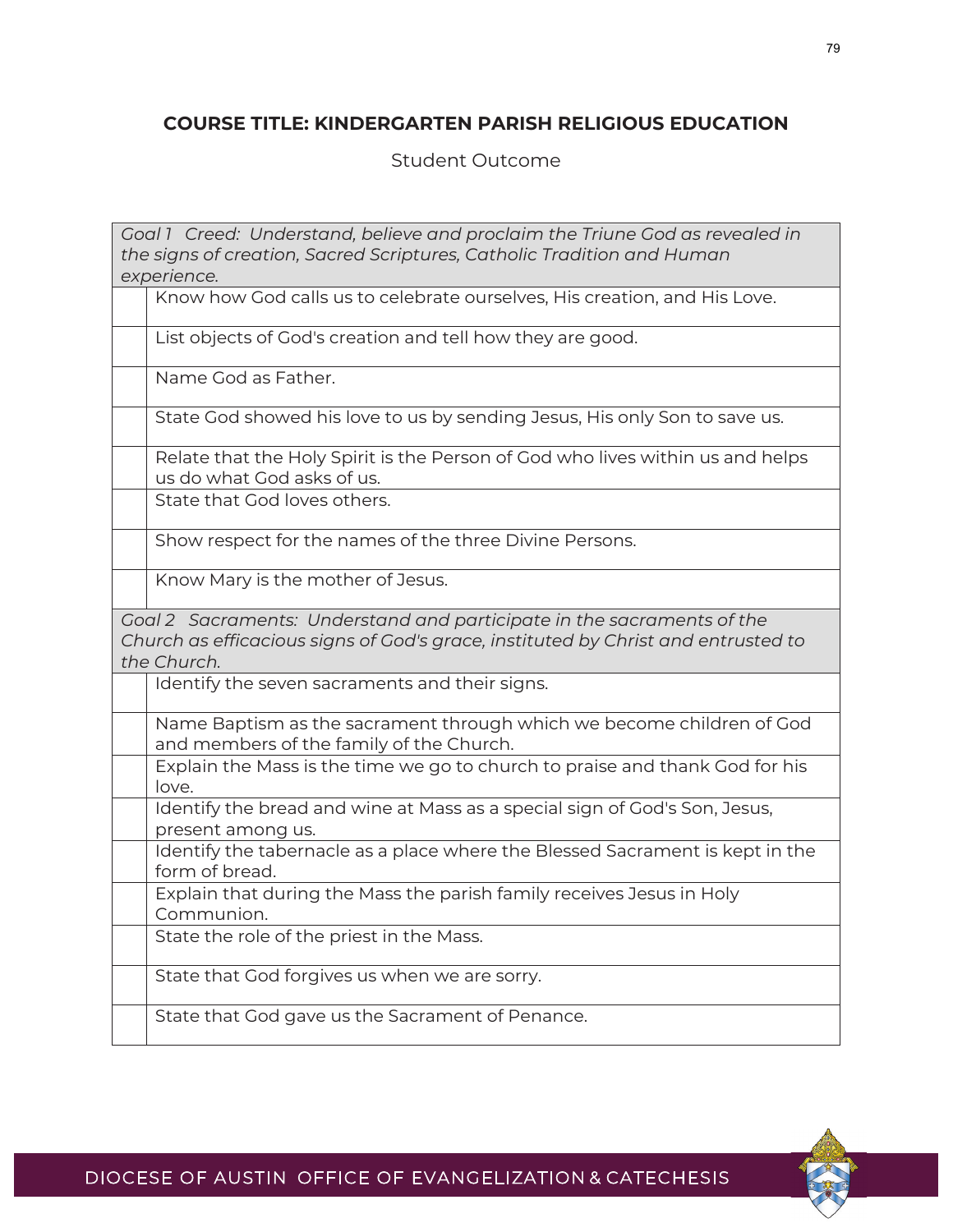## COURSE TITLE: KINDERGARTEN PARISH RELIGIOUS EDUCATION

Student Outcome

| | |
|---|---|
| *Goal 1 Creed: Understand, believe and proclaim the Triune God as revealed in the signs of creation, Sacred Scriptures, Catholic Tradition and Human experience.* | |
| | Know how God calls us to celebrate ourselves, His creation, and His Love. |
| | List objects of God's creation and tell how they are good. |
| | Name God as Father. |
| | State God showed his love to us by sending Jesus, His only Son to save us. |
| | Relate that the Holy Spirit is the Person of God who lives within us and helps us do what God asks of us. |
| | State that God loves others. |
| | Show respect for the names of the three Divine Persons. |
| | Know Mary is the mother of Jesus. |
| *Goal 2 Sacraments: Understand and participate in the sacraments of the Church as efficacious signs of God's grace, instituted by Christ and entrusted to the Church.* | |
| | Identify the seven sacraments and their signs. |
| | Name Baptism as the sacrament through which we become children of God and members of the family of the Church. |
| | Explain the Mass is the time we go to church to praise and thank God for his love. |
| | Identify the bread and wine at Mass as a special sign of God's Son, Jesus, present among us. |
| | Identify the tabernacle as a place where the Blessed Sacrament is kept in the form of bread. |
| | Explain that during the Mass the parish family receives Jesus in Holy Communion. |
| | State the role of the priest in the Mass. |
| | State that God forgives us when we are sorry. |
| | State that God gave us the Sacrament of Penance. |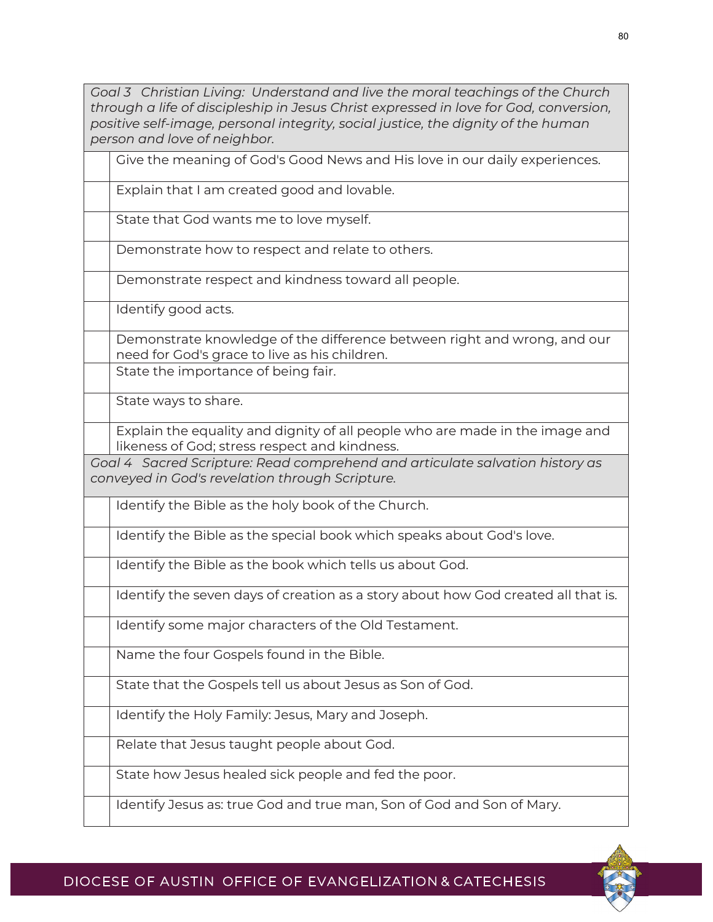| | |
|---|---|
| *Goal 3 Christian Living: Understand and live the moral teachings of the Church through a life of discipleship in Jesus Christ expressed in love for God, conversion, positive self-image, personal integrity, social justice, the dignity of the human person and love of neighbor.* | |
| | Give the meaning of God's Good News and His love in our daily experiences. |
| | Explain that I am created good and lovable. |
| | State that God wants me to love myself. |
| | Demonstrate how to respect and relate to others. |
| | Demonstrate respect and kindness toward all people. |
| | Identify good acts. |
| | Demonstrate knowledge of the difference between right and wrong, and our need for God's grace to live as his children. |
| | State the importance of being fair. |
| | State ways to share. |
| | Explain the equality and dignity of all people who are made in the image and likeness of God; stress respect and kindness. |
| *Goal 4 Sacred Scripture: Read comprehend and articulate salvation history as conveyed in God's revelation through Scripture.* | |
| | Identify the Bible as the holy book of the Church. |
| | Identify the Bible as the special book which speaks about God's love. |
| | Identify the Bible as the book which tells us about God. |
| | Identify the seven days of creation as a story about how God created all that is. |
| | Identify some major characters of the Old Testament. |
| | Name the four Gospels found in the Bible. |
| | State that the Gospels tell us about Jesus as Son of God. |
| | Identify the Holy Family: Jesus, Mary and Joseph. |
| | Relate that Jesus taught people about God. |
| | State how Jesus healed sick people and fed the poor. |
| | Identify Jesus as: true God and true man, Son of God and Son of Mary. |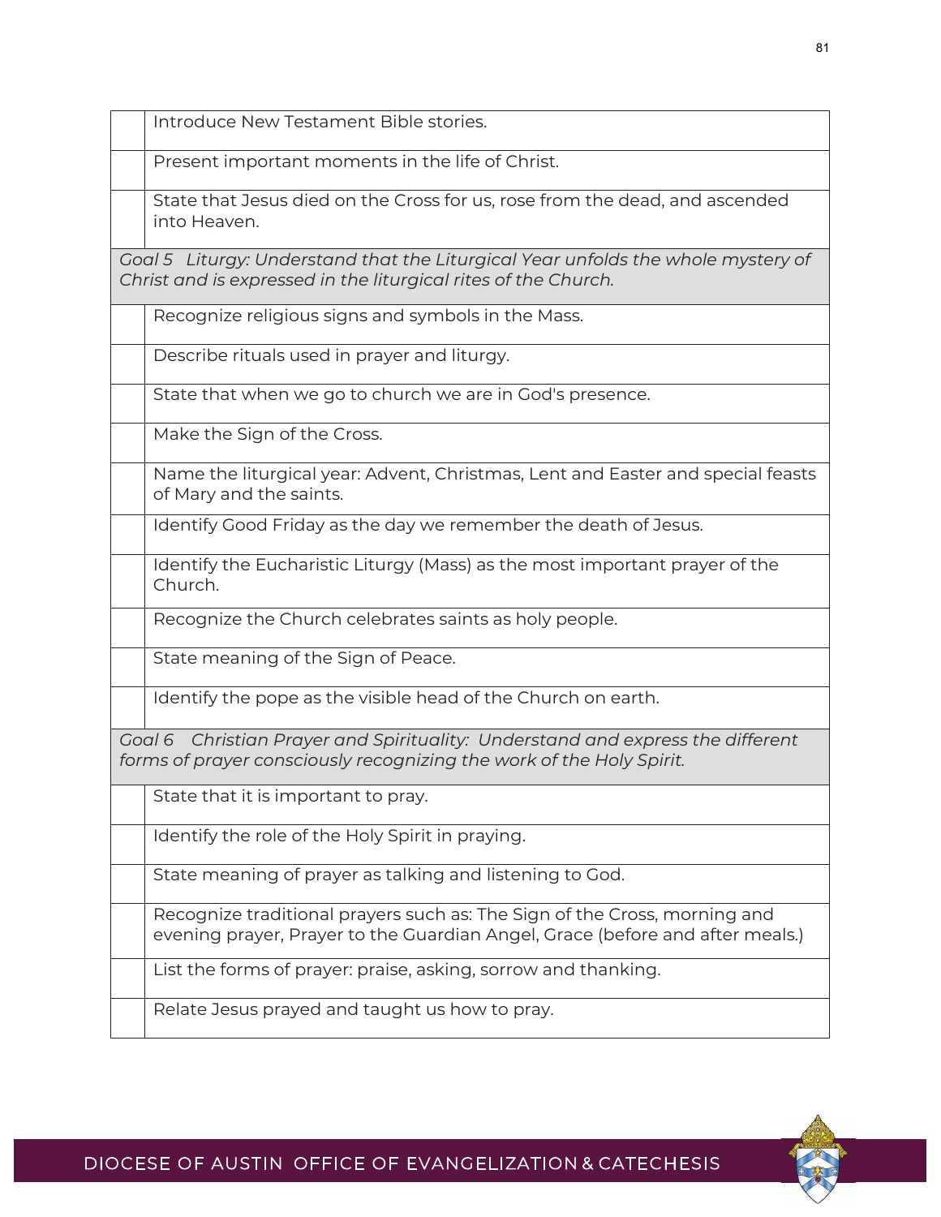| | |
|---|---|
| | Introduce New Testament Bible stories. |
| | Present important moments in the life of Christ. |
| | State that Jesus died on the Cross for us, rose from the dead, and ascended into Heaven. |
| *Goal 5 Liturgy: Understand that the Liturgical Year unfolds the whole mystery of Christ and is expressed in the liturgical rites of the Church.* | |
| | Recognize religious signs and symbols in the Mass. |
| | Describe rituals used in prayer and liturgy. |
| | State that when we go to church we are in God's presence. |
| | Make the Sign of the Cross. |
| | Name the liturgical year: Advent, Christmas, Lent and Easter and special feasts of Mary and the saints. |
| | Identify Good Friday as the day we remember the death of Jesus. |
| | Identify the Eucharistic Liturgy (Mass) as the most important prayer of the Church. |
| | Recognize the Church celebrates saints as holy people. |
| | State meaning of the Sign of Peace. |
| | Identify the pope as the visible head of the Church on earth. |
| *Goal 6 Christian Prayer and Spirituality: Understand and express the different forms of prayer consciously recognizing the work of the Holy Spirit.* | |
| | State that it is important to pray. |
| | Identify the role of the Holy Spirit in praying. |
| | State meaning of prayer as talking and listening to God. |
| | Recognize traditional prayers such as: The Sign of the Cross, morning and evening prayer, Prayer to the Guardian Angel, Grace (before and after meals.) |
| | List the forms of prayer: praise, asking, sorrow and thanking. |
| | Relate Jesus prayed and taught us how to pray. |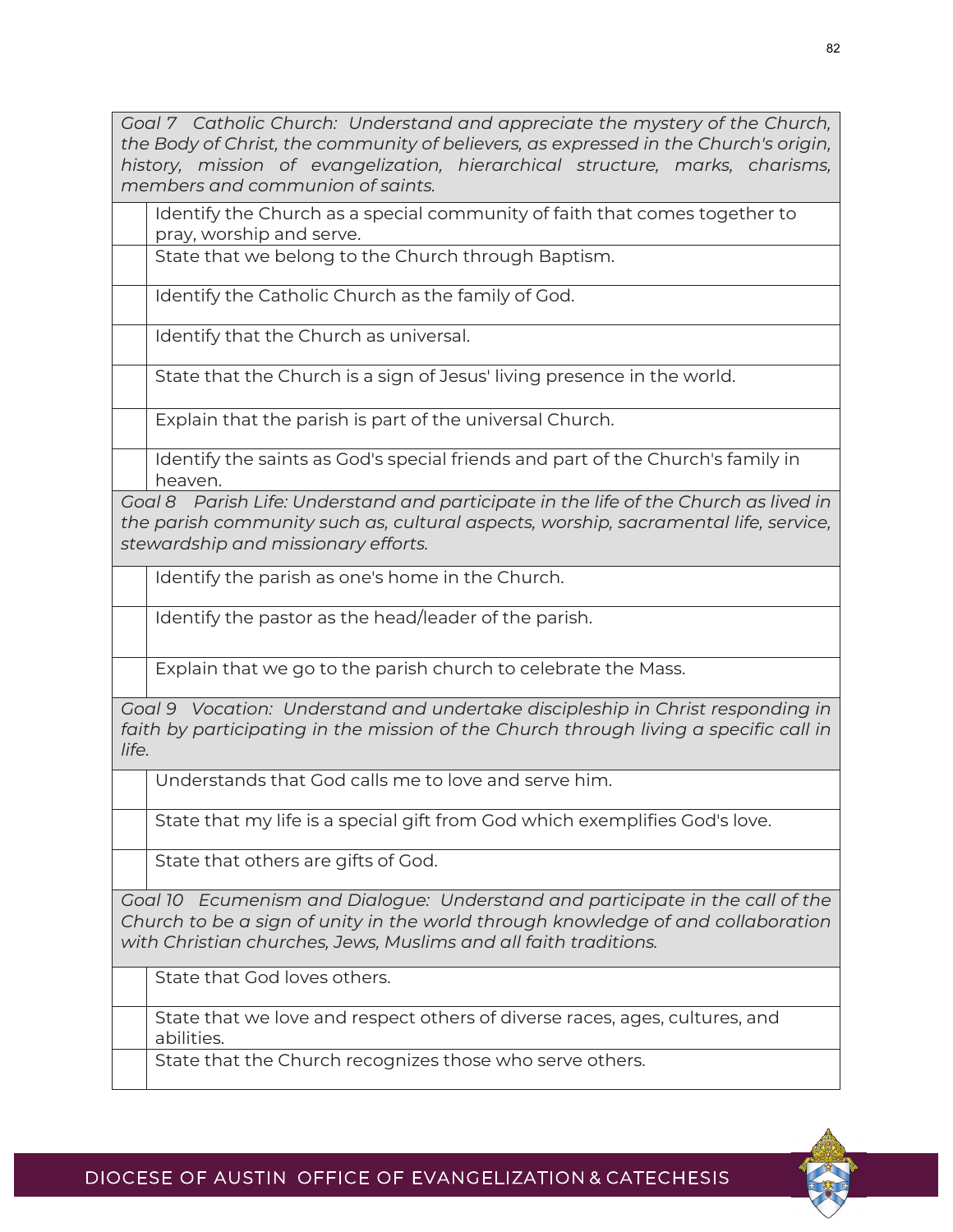| | |
|---|---|
| *Goal 7 Catholic Church: Understand and appreciate the mystery of the Church, the Body of Christ, the community of believers, as expressed in the Church's origin, history, mission of evangelization, hierarchical structure, marks, charisms, members and communion of saints.* | |
| | Identify the Church as a special community of faith that comes together to pray, worship and serve. |
| | State that we belong to the Church through Baptism. |
| | Identify the Catholic Church as the family of God. |
| | Identify that the Church as universal. |
| | State that the Church is a sign of Jesus' living presence in the world. |
| | Explain that the parish is part of the universal Church. |
| | Identify the saints as God's special friends and part of the Church's family in heaven. |
| *Goal 8 Parish Life: Understand and participate in the life of the Church as lived in the parish community such as, cultural aspects, worship, sacramental life, service, stewardship and missionary efforts.* | |
| | Identify the parish as one's home in the Church. |
| | Identify the pastor as the head/leader of the parish. |
| | Explain that we go to the parish church to celebrate the Mass. |
| *Goal 9 Vocation: Understand and undertake discipleship in Christ responding in faith by participating in the mission of the Church through living a specific call in life.* | |
| | Understands that God calls me to love and serve him. |
| | State that my life is a special gift from God which exemplifies God's love. |
| | State that others are gifts of God. |
| *Goal 10 Ecumenism and Dialogue: Understand and participate in the call of the Church to be a sign of unity in the world through knowledge of and collaboration with Christian churches, Jews, Muslims and all faith traditions.* | |
| | State that God loves others. |
| | State that we love and respect others of diverse races, ages, cultures, and abilities. |
| | State that the Church recognizes those who serve others. |